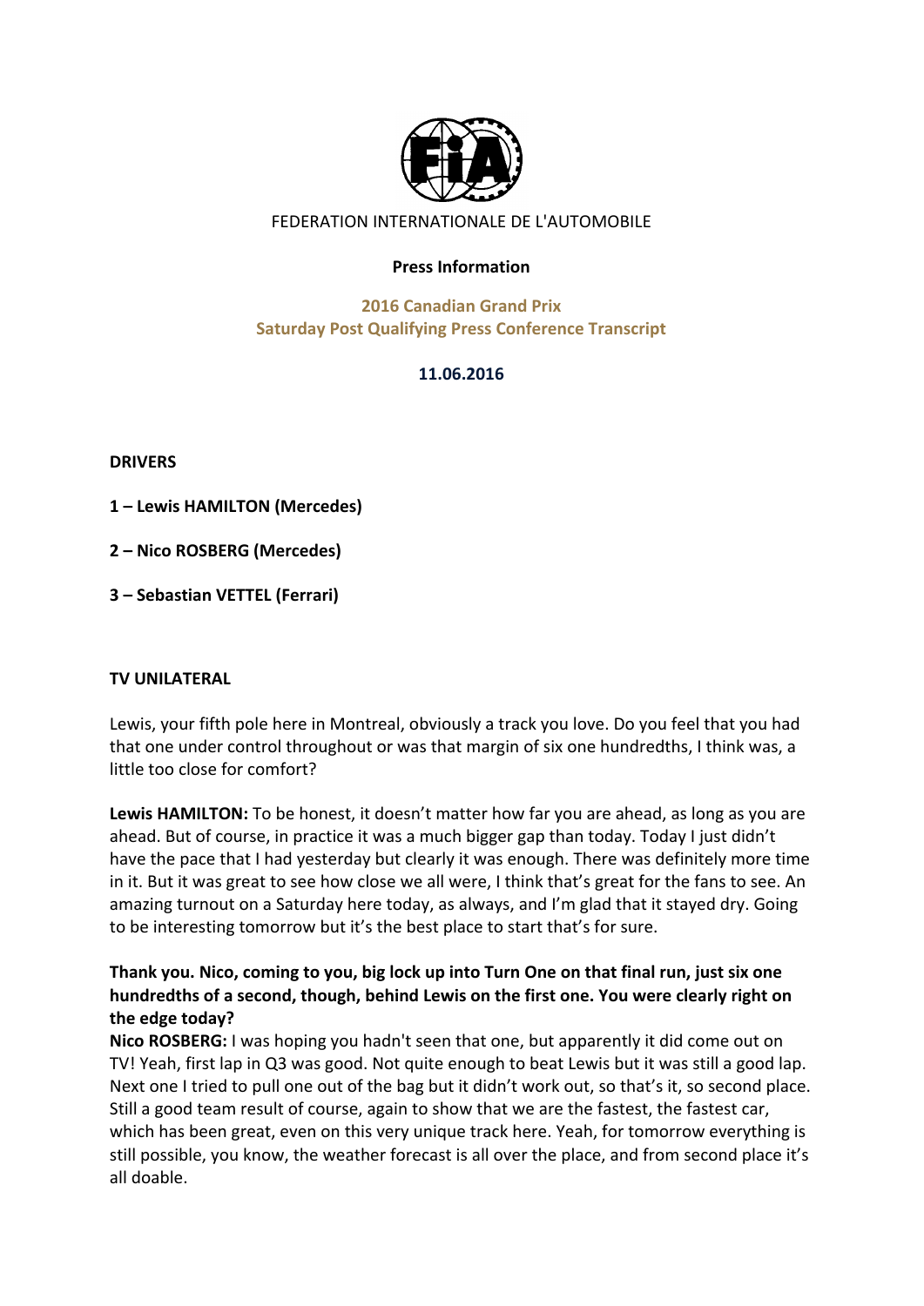FEDERATION INTERNATIONALE DE L'AUTOMOBILE

**Press Information**

**2016 Canadian Grand Prix**
**Saturday Post Qualifying Press Conference Transcript**

**11.06.2016**

**DRIVERS**

**1 – Lewis HAMILTON (Mercedes)**

**2 – Nico ROSBERG (Mercedes)**

**3 – Sebastian VETTEL (Ferrari)**

**TV UNILATERAL**

Lewis, your fifth pole here in Montreal, obviously a track you love. Do you feel that you had that one under control throughout or was that margin of six one hundredths, I think was, a little too close for comfort?

**Lewis HAMILTON:** To be honest, it doesn't matter how far you are ahead, as long as you are ahead. But of course, in practice it was a much bigger gap than today. Today I just didn't have the pace that I had yesterday but clearly it was enough. There was definitely more time in it. But it was great to see how close we all were, I think that's great for the fans to see. An amazing turnout on a Saturday here today, as always, and I'm glad that it stayed dry. Going to be interesting tomorrow but it's the best place to start that's for sure.

**Thank you. Nico, coming to you, big lock up into Turn One on that final run, just six one hundredths of a second, though, behind Lewis on the first one. You were clearly right on the edge today?**

**Nico ROSBERG:** I was hoping you hadn't seen that one, but apparently it did come out on TV! Yeah, first lap in Q3 was good. Not quite enough to beat Lewis but it was still a good lap. Next one I tried to pull one out of the bag but it didn't work out, so that's it, so second place. Still a good team result of course, again to show that we are the fastest, the fastest car, which has been great, even on this very unique track here. Yeah, for tomorrow everything is still possible, you know, the weather forecast is all over the place, and from second place it's all doable.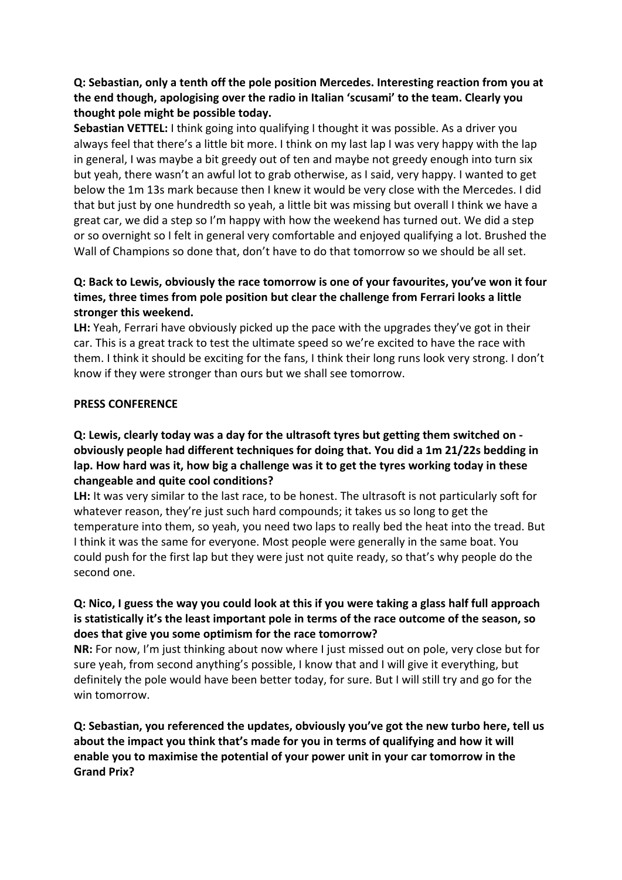**Q: Sebastian, only a tenth off the pole position Mercedes. Interesting reaction from you at the end though, apologising over the radio in Italian 'scusami' to the team. Clearly you thought pole might be possible today.**

**Sebastian VETTEL:** I think going into qualifying I thought it was possible. As a driver you always feel that there's a little bit more. I think on my last lap I was very happy with the lap in general, I was maybe a bit greedy out of ten and maybe not greedy enough into turn six but yeah, there wasn't an awful lot to grab otherwise, as I said, very happy. I wanted to get below the 1m 13s mark because then I knew it would be very close with the Mercedes. I did that but just by one hundredth so yeah, a little bit was missing but overall I think we have a great car, we did a step so I'm happy with how the weekend has turned out. We did a step or so overnight so I felt in general very comfortable and enjoyed qualifying a lot. Brushed the Wall of Champions so done that, don't have to do that tomorrow so we should be all set.

**Q: Back to Lewis, obviously the race tomorrow is one of your favourites, you've won it four times, three times from pole position but clear the challenge from Ferrari looks a little stronger this weekend.**

**LH:** Yeah, Ferrari have obviously picked up the pace with the upgrades they've got in their car. This is a great track to test the ultimate speed so we're excited to have the race with them. I think it should be exciting for the fans, I think their long runs look very strong. I don't know if they were stronger than ours but we shall see tomorrow.

**PRESS CONFERENCE**

**Q: Lewis, clearly today was a day for the ultrasoft tyres but getting them switched on - obviously people had different techniques for doing that. You did a 1m 21/22s bedding in lap. How hard was it, how big a challenge was it to get the tyres working today in these changeable and quite cool conditions?**

**LH:** It was very similar to the last race, to be honest. The ultrasoft is not particularly soft for whatever reason, they're just such hard compounds; it takes us so long to get the temperature into them, so yeah, you need two laps to really bed the heat into the tread. But I think it was the same for everyone. Most people were generally in the same boat. You could push for the first lap but they were just not quite ready, so that's why people do the second one.

**Q: Nico, I guess the way you could look at this if you were taking a glass half full approach is statistically it's the least important pole in terms of the race outcome of the season, so does that give you some optimism for the race tomorrow?**

**NR:** For now, I'm just thinking about now where I just missed out on pole, very close but for sure yeah, from second anything's possible, I know that and I will give it everything, but definitely the pole would have been better today, for sure. But I will still try and go for the win tomorrow.

**Q: Sebastian, you referenced the updates, obviously you've got the new turbo here, tell us about the impact you think that's made for you in terms of qualifying and how it will enable you to maximise the potential of your power unit in your car tomorrow in the Grand Prix?**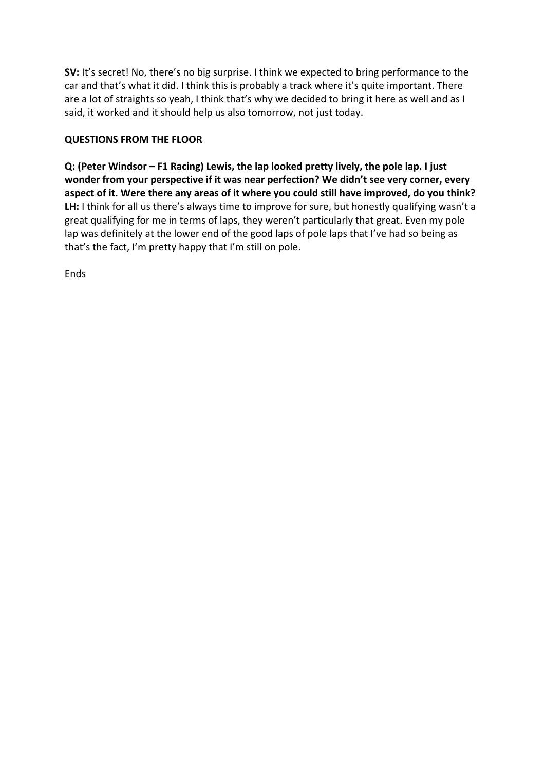**SV:** It's secret! No, there's no big surprise. I think we expected to bring performance to the car and that's what it did. I think this is probably a track where it's quite important. There are a lot of straights so yeah, I think that's why we decided to bring it here as well and as I said, it worked and it should help us also tomorrow, not just today.

**QUESTIONS FROM THE FLOOR**

**Q: (Peter Windsor – F1 Racing) Lewis, the lap looked pretty lively, the pole lap. I just wonder from your perspective if it was near perfection? We didn't see very corner, every aspect of it. Were there any areas of it where you could still have improved, do you think?**
**LH:** I think for all us there's always time to improve for sure, but honestly qualifying wasn't a great qualifying for me in terms of laps, they weren't particularly that great. Even my pole lap was definitely at the lower end of the good laps of pole laps that I've had so being as that's the fact, I'm pretty happy that I'm still on pole.

Ends